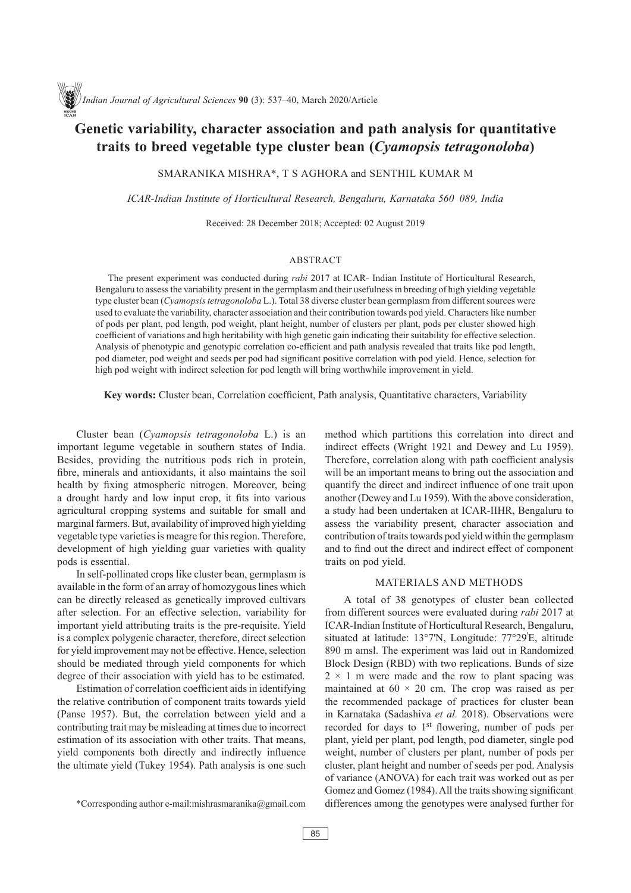# Genetic variability, character association and path analysis for quantitative traits to breed vegetable type cluster bean (*Cyamopsis tetragonoloba*)

SMARANIKA MISHRA*, T S AGHORA and SENTHIL KUMAR M

*ICAR-Indian Institute of Horticultural Research, Bengaluru, Karnataka 560 089, India*

Received: 28 December 2018; Accepted: 02 August 2019

## ABSTRACT

The present experiment was conducted during *rabi* 2017 at ICAR- Indian Institute of Horticultural Research, Bengaluru to assess the variability present in the germplasm and their usefulness in breeding of high yielding vegetable type cluster bean (*Cyamopsis tetragonoloba* L.). Total 38 diverse cluster bean germplasm from different sources were used to evaluate the variability, character association and their contribution towards pod yield. Characters like number of pods per plant, pod length, pod weight, plant height, number of clusters per plant, pods per cluster showed high coefficient of variations and high heritability with high genetic gain indicating their suitability for effective selection. Analysis of phenotypic and genotypic correlation co-efficient and path analysis revealed that traits like pod length, pod diameter, pod weight and seeds per pod had significant positive correlation with pod yield. Hence, selection for high pod weight with indirect selection for pod length will bring worthwhile improvement in yield.

**Key words:** Cluster bean, Correlation coefficient, Path analysis, Quantitative characters, Variability

Cluster bean (*Cyamopsis tetragonoloba* L.) is an important legume vegetable in southern states of India. Besides, providing the nutritious pods rich in protein, fibre, minerals and antioxidants, it also maintains the soil health by fixing atmospheric nitrogen. Moreover, being a drought hardy and low input crop, it fits into various agricultural cropping systems and suitable for small and marginal farmers. But, availability of improved high yielding vegetable type varieties is meagre for this region. Therefore, development of high yielding guar varieties with quality pods is essential.

In self-pollinated crops like cluster bean, germplasm is available in the form of an array of homozygous lines which can be directly released as genetically improved cultivars after selection. For an effective selection, variability for important yield attributing traits is the pre-requisite. Yield is a complex polygenic character, therefore, direct selection for yield improvement may not be effective. Hence, selection should be mediated through yield components for which degree of their association with yield has to be estimated.

Estimation of correlation coefficient aids in identifying the relative contribution of component traits towards yield (Panse 1957). But, the correlation between yield and a contributing trait may be misleading at times due to incorrect estimation of its association with other traits. That means, yield components both directly and indirectly influence the ultimate yield (Tukey 1954). Path analysis is one such method which partitions this correlation into direct and indirect effects (Wright 1921 and Dewey and Lu 1959). Therefore, correlation along with path coefficient analysis will be an important means to bring out the association and quantify the direct and indirect influence of one trait upon another (Dewey and Lu 1959). With the above consideration, a study had been undertaken at ICAR-IIHR, Bengaluru to assess the variability present, character association and contribution of traits towards pod yield within the germplasm and to find out the direct and indirect effect of component traits on pod yield.

## MATERIALS AND METHODS

A total of 38 genotypes of cluster bean collected from different sources were evaluated during *rabi* 2017 at ICAR-Indian Institute of Horticultural Research, Bengaluru, situated at latitude: 13°7'N, Longitude: 77°29'E, altitude 890 m amsl. The experiment was laid out in Randomized Block Design (RBD) with two replications. Bunds of size $2 \times 1$ m were made and the row to plant spacing was maintained at $60 \times 20$ cm. The crop was raised as per the recommended package of practices for cluster bean in Karnataka (Sadashiva *et al.* 2018). Observations were recorded for days to 1st flowering, number of pods per plant, yield per plant, pod length, pod diameter, single pod weight, number of clusters per plant, number of pods per cluster, plant height and number of seeds per pod. Analysis of variance (ANOVA) for each trait was worked out as per Gomez and Gomez (1984). All the traits showing significant differences among the genotypes were analysed further for

*Corresponding author e-mail:mishrasmaranika@gmail.com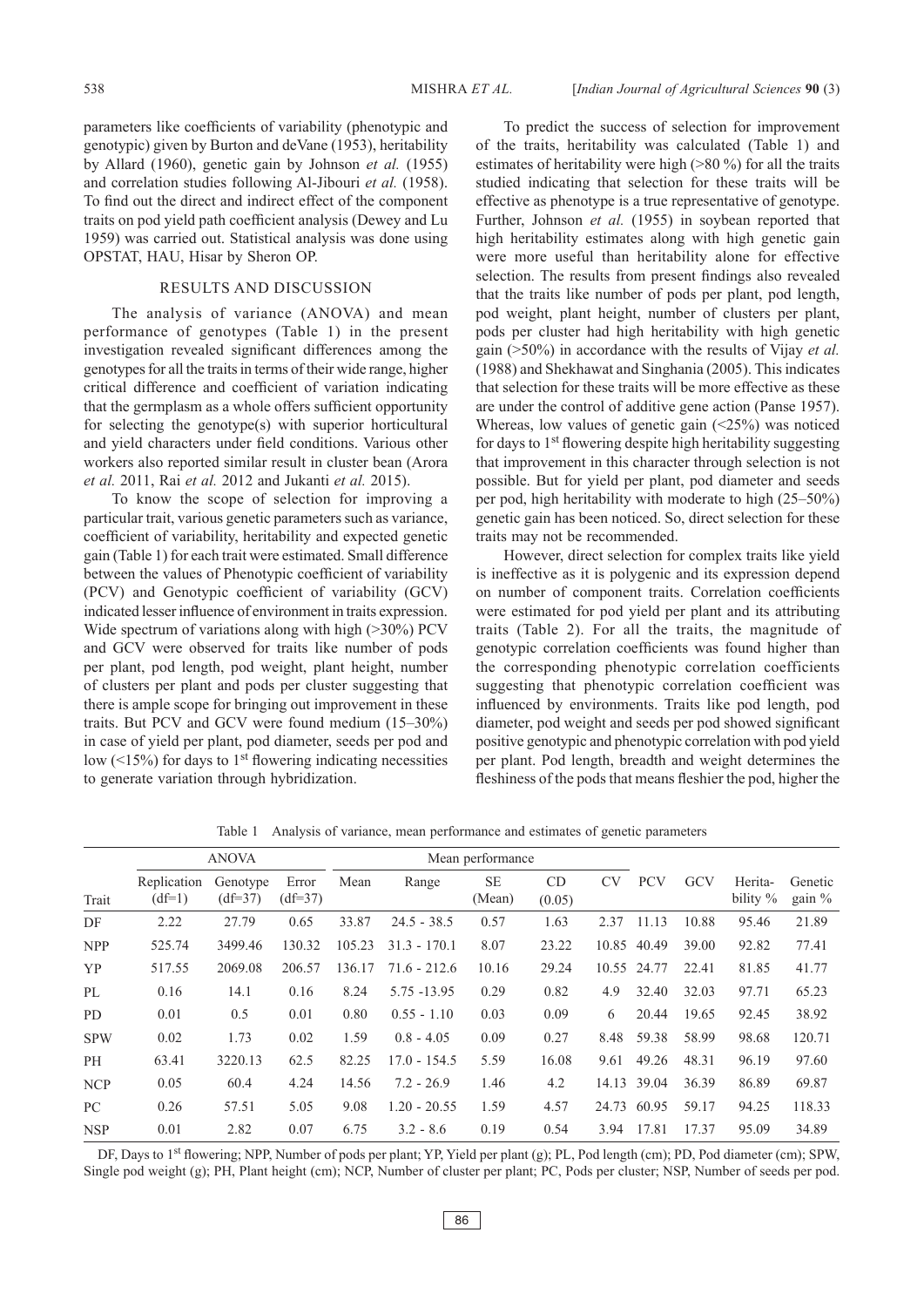parameters like coefficients of variability (phenotypic and genotypic) given by Burton and deVane (1953), heritability by Allard (1960), genetic gain by Johnson *et al.* (1955) and correlation studies following Al-Jibouri *et al.* (1958). To find out the direct and indirect effect of the component traits on pod yield path coefficient analysis (Dewey and Lu 1959) was carried out. Statistical analysis was done using OPSTAT, HAU, Hisar by Sheron OP.

## RESULTS AND DISCUSSION

The analysis of variance (ANOVA) and mean performance of genotypes (Table 1) in the present investigation revealed significant differences among the genotypes for all the traits in terms of their wide range, higher critical difference and coefficient of variation indicating that the germplasm as a whole offers sufficient opportunity for selecting the genotype(s) with superior horticultural and yield characters under field conditions. Various other workers also reported similar result in cluster bean (Arora *et al.* 2011, Rai *et al.* 2012 and Jukanti *et al.* 2015).

To know the scope of selection for improving a particular trait, various genetic parameters such as variance, coefficient of variability, heritability and expected genetic gain (Table 1) for each trait were estimated. Small difference between the values of Phenotypic coefficient of variability (PCV) and Genotypic coefficient of variability (GCV) indicated lesser influence of environment in traits expression. Wide spectrum of variations along with high (>30%) PCV and GCV were observed for traits like number of pods per plant, pod length, pod weight, plant height, number of clusters per plant and pods per cluster suggesting that there is ample scope for bringing out improvement in these traits. But PCV and GCV were found medium (15–30%) in case of yield per plant, pod diameter, seeds per pod and low (<15%) for days to 1st flowering indicating necessities to generate variation through hybridization.

To predict the success of selection for improvement of the traits, heritability was calculated (Table 1) and estimates of heritability were high (>80 %) for all the traits studied indicating that selection for these traits will be effective as phenotype is a true representative of genotype. Further, Johnson *et al.* (1955) in soybean reported that high heritability estimates along with high genetic gain were more useful than heritability alone for effective selection. The results from present findings also revealed that the traits like number of pods per plant, pod length, pod weight, plant height, number of clusters per plant, pods per cluster had high heritability with high genetic gain (>50%) in accordance with the results of Vijay *et al.* (1988) and Shekhawat and Singhania (2005). This indicates that selection for these traits will be more effective as these are under the control of additive gene action (Panse 1957). Whereas, low values of genetic gain (<25%) was noticed for days to 1st flowering despite high heritability suggesting that improvement in this character through selection is not possible. But for yield per plant, pod diameter and seeds per pod, high heritability with moderate to high (25–50%) genetic gain has been noticed. So, direct selection for these traits may not be recommended.

However, direct selection for complex traits like yield is ineffective as it is polygenic and its expression depend on number of component traits. Correlation coefficients were estimated for pod yield per plant and its attributing traits (Table 2). For all the traits, the magnitude of genotypic correlation coefficients was found higher than the corresponding phenotypic correlation coefficients suggesting that phenotypic correlation coefficient was influenced by environments. Traits like pod length, pod diameter, pod weight and seeds per pod showed significant positive genotypic and phenotypic correlation with pod yield per plant. Pod length, breadth and weight determines the fleshiness of the pods that means fleshier the pod, higher the

Table 1 Analysis of variance, mean performance and estimates of genetic parameters

| | ANOVA | | | Mean performance | | | | | | | | |
|---|---|---|---|---|---|---|---|---|---|---|---|---|
| Trait | Replication (df=1) | Genotype (df=37) | Error (df=37) | Mean | Range | SE (Mean) | CD (0.05) | CV | PCV | GCV | Herita-bility % | Genetic gain % |
| DF | 2.22 | 27.79 | 0.65 | 33.87 | 24.5 - 38.5 | 0.57 | 1.63 | 2.37 | 11.13 | 10.88 | 95.46 | 21.89 |
| NPP | 525.74 | 3499.46 | 130.32 | 105.23 | 31.3 - 170.1 | 8.07 | 23.22 | 10.85 | 40.49 | 39.00 | 92.82 | 77.41 |
| YP | 517.55 | 2069.08 | 206.57 | 136.17 | 71.6 - 212.6 | 10.16 | 29.24 | 10.55 | 24.77 | 22.41 | 81.85 | 41.77 |
| PL | 0.16 | 14.1 | 0.16 | 8.24 | 5.75 -13.95 | 0.29 | 0.82 | 4.9 | 32.40 | 32.03 | 97.71 | 65.23 |
| PD | 0.01 | 0.5 | 0.01 | 0.80 | 0.55 - 1.10 | 0.03 | 0.09 | 6 | 20.44 | 19.65 | 92.45 | 38.92 |
| SPW | 0.02 | 1.73 | 0.02 | 1.59 | 0.8 - 4.05 | 0.09 | 0.27 | 8.48 | 59.38 | 58.99 | 98.68 | 120.71 |
| PH | 63.41 | 3220.13 | 62.5 | 82.25 | 17.0 - 154.5 | 5.59 | 16.08 | 9.61 | 49.26 | 48.31 | 96.19 | 97.60 |
| NCP | 0.05 | 60.4 | 4.24 | 14.56 | 7.2 - 26.9 | 1.46 | 4.2 | 14.13 | 39.04 | 36.39 | 86.89 | 69.87 |
| PC | 0.26 | 57.51 | 5.05 | 9.08 | 1.20 - 20.55 | 1.59 | 4.57 | 24.73 | 60.95 | 59.17 | 94.25 | 118.33 |
| NSP | 0.01 | 2.82 | 0.07 | 6.75 | 3.2 - 8.6 | 0.19 | 0.54 | 3.94 | 17.81 | 17.37 | 95.09 | 34.89 |

DF, Days to 1st flowering; NPP, Number of pods per plant; YP, Yield per plant (g); PL, Pod length (cm); PD, Pod diameter (cm); SPW, Single pod weight (g); PH, Plant height (cm); NCP, Number of cluster per plant; PC, Pods per cluster; NSP, Number of seeds per pod.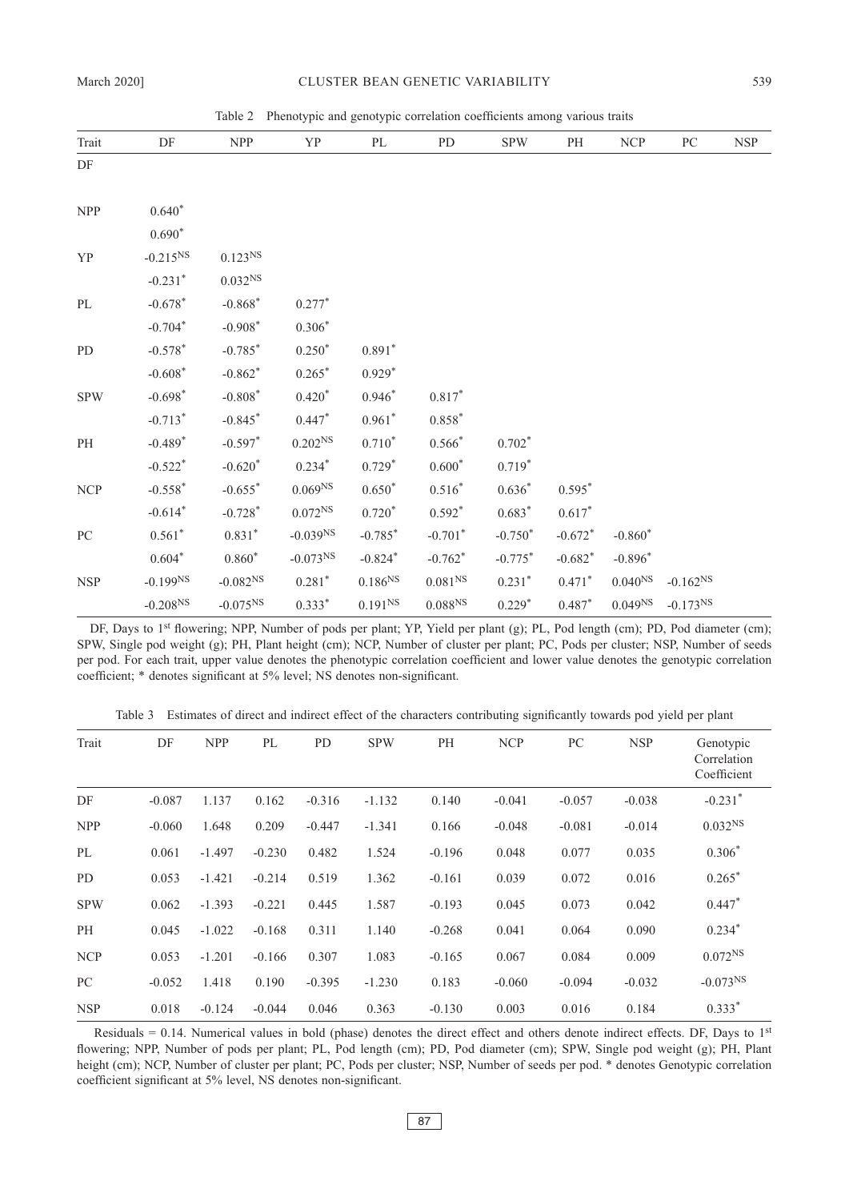Table 2 Phenotypic and genotypic correlation coefficients among various traits

| Trait | DF | NPP | YP | PL | PD | SPW | PH | NCP | PC | NSP |
|---|---|---|---|---|---|---|---|---|---|---|
| DF | | | | | | | | | | |
| NPP | 0.640* | | | | | | | | | |
| | 0.690* | | | | | | | | | |
| YP | -0.215NS | 0.123NS | | | | | | | | |
| | -0.231* | 0.032NS | | | | | | | | |
| PL | -0.678* | -0.868* | 0.277* | | | | | | | |
| | -0.704* | -0.908* | 0.306* | | | | | | | |
| PD | -0.578* | -0.785* | 0.250* | 0.891* | | | | | | |
| | -0.608* | -0.862* | 0.265* | 0.929* | | | | | | |
| SPW | -0.698* | -0.808* | 0.420* | 0.946* | 0.817* | | | | | |
| | -0.713* | -0.845* | 0.447* | 0.961* | 0.858* | | | | | |
| PH | -0.489* | -0.597* | 0.202NS | 0.710* | 0.566* | 0.702* | | | | |
| | -0.522* | -0.620* | 0.234* | 0.729* | 0.600* | 0.719* | | | | |
| NCP | -0.558* | -0.655* | 0.069NS | 0.650* | 0.516* | 0.636* | 0.595* | | | |
| | -0.614* | -0.728* | 0.072NS | 0.720* | 0.592* | 0.683* | 0.617* | | | |
| PC | 0.561* | 0.831* | -0.039NS | -0.785* | -0.701* | -0.750* | -0.672* | -0.860* | | |
| | 0.604* | 0.860* | -0.073NS | -0.824* | -0.762* | -0.775* | -0.682* | -0.896* | | |
| NSP | -0.199NS | -0.082NS | 0.281* | 0.186NS | 0.081NS | 0.231* | 0.471* | 0.040NS | -0.162NS | |
| | -0.208NS | -0.075NS | 0.333* | 0.191NS | 0.088NS | 0.229* | 0.487* | 0.049NS | -0.173NS | |

DF, Days to 1st flowering; NPP, Number of pods per plant; YP, Yield per plant (g); PL, Pod length (cm); PD, Pod diameter (cm); SPW, Single pod weight (g); PH, Plant height (cm); NCP, Number of cluster per plant; PC, Pods per cluster; NSP, Number of seeds per pod. For each trait, upper value denotes the phenotypic correlation coefficient and lower value denotes the genotypic correlation coefficient; * denotes significant at 5% level; NS denotes non-significant.

Table 3 Estimates of direct and indirect effect of the characters contributing significantly towards pod yield per plant

| Trait | DF | NPP | PL | PD | SPW | PH | NCP | PC | NSP | Genotypic Correlation Coefficient |
|---|---|---|---|---|---|---|---|---|---|---|
| DF | -0.087 | 1.137 | 0.162 | -0.316 | -1.132 | 0.140 | -0.041 | -0.057 | -0.038 | -0.231* |
| NPP | -0.060 | 1.648 | 0.209 | -0.447 | -1.341 | 0.166 | -0.048 | -0.081 | -0.014 | 0.032NS |
| PL | 0.061 | -1.497 | -0.230 | 0.482 | 1.524 | -0.196 | 0.048 | 0.077 | 0.035 | 0.306* |
| PD | 0.053 | -1.421 | -0.214 | 0.519 | 1.362 | -0.161 | 0.039 | 0.072 | 0.016 | 0.265* |
| SPW | 0.062 | -1.393 | -0.221 | 0.445 | 1.587 | -0.193 | 0.045 | 0.073 | 0.042 | 0.447* |
| PH | 0.045 | -1.022 | -0.168 | 0.311 | 1.140 | -0.268 | 0.041 | 0.064 | 0.090 | 0.234* |
| NCP | 0.053 | -1.201 | -0.166 | 0.307 | 1.083 | -0.165 | 0.067 | 0.084 | 0.009 | 0.072NS |
| PC | -0.052 | 1.418 | 0.190 | -0.395 | -1.230 | 0.183 | -0.060 | -0.094 | -0.032 | -0.073NS |
| NSP | 0.018 | -0.124 | -0.044 | 0.046 | 0.363 | -0.130 | 0.003 | 0.016 | 0.184 | 0.333* |

Residuals = 0.14. Numerical values in bold (phase) denotes the direct effect and others denote indirect effects. DF, Days to 1st flowering; NPP, Number of pods per plant; PL, Pod length (cm); PD, Pod diameter (cm); SPW, Single pod weight (g); PH, Plant height (cm); NCP, Number of cluster per plant; PC, Pods per cluster; NSP, Number of seeds per pod. * denotes Genotypic correlation coefficient significant at 5% level, NS denotes non-significant.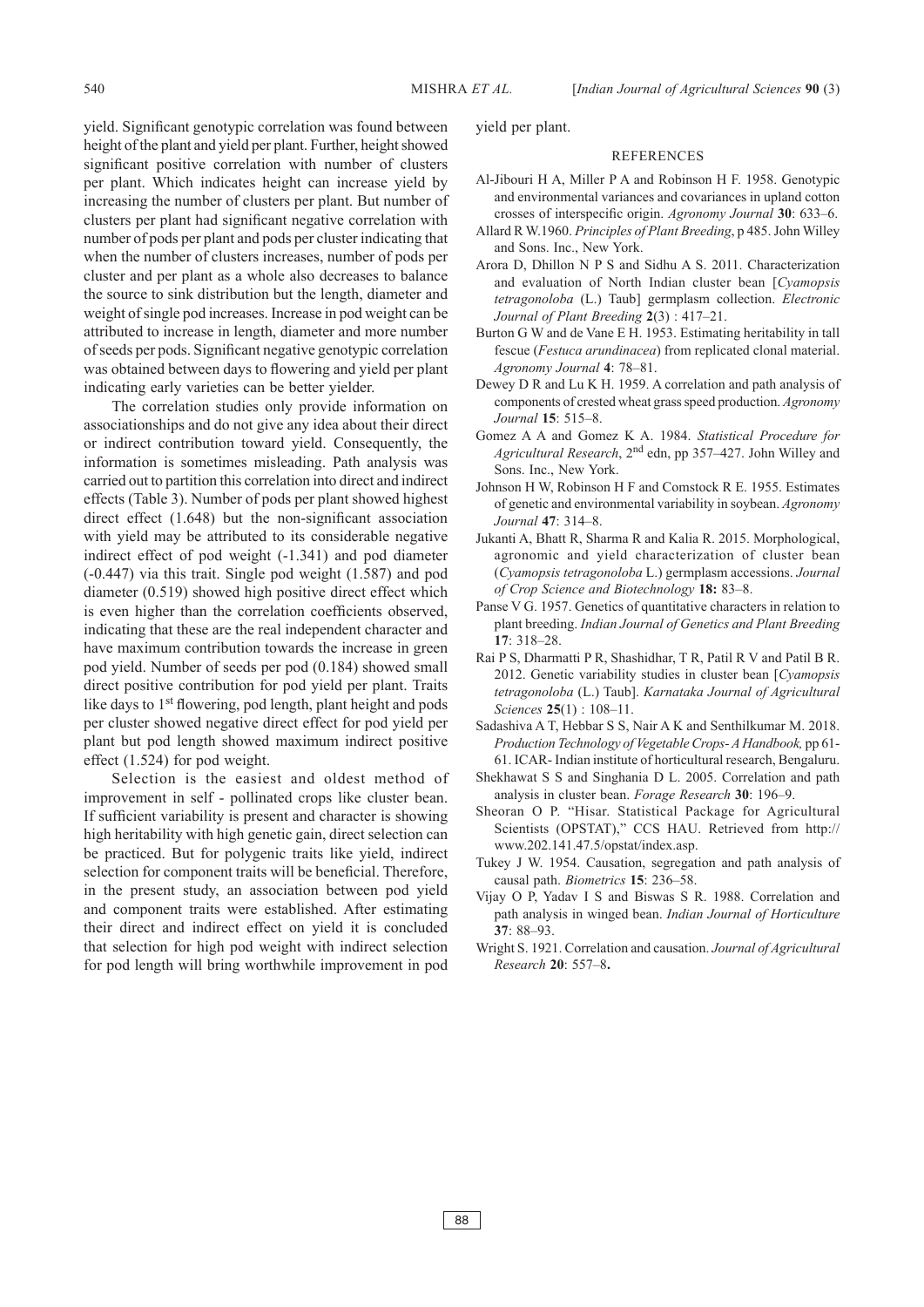yield. Significant genotypic correlation was found between height of the plant and yield per plant. Further, height showed significant positive correlation with number of clusters per plant. Which indicates height can increase yield by increasing the number of clusters per plant. But number of clusters per plant had significant negative correlation with number of pods per plant and pods per cluster indicating that when the number of clusters increases, number of pods per cluster and per plant as a whole also decreases to balance the source to sink distribution but the length, diameter and weight of single pod increases. Increase in pod weight can be attributed to increase in length, diameter and more number of seeds per pods. Significant negative genotypic correlation was obtained between days to flowering and yield per plant indicating early varieties can be better yielder.

The correlation studies only provide information on associationships and do not give any idea about their direct or indirect contribution toward yield. Consequently, the information is sometimes misleading. Path analysis was carried out to partition this correlation into direct and indirect effects (Table 3). Number of pods per plant showed highest direct effect (1.648) but the non-significant association with yield may be attributed to its considerable negative indirect effect of pod weight (-1.341) and pod diameter (-0.447) via this trait. Single pod weight (1.587) and pod diameter (0.519) showed high positive direct effect which is even higher than the correlation coefficients observed, indicating that these are the real independent character and have maximum contribution towards the increase in green pod yield. Number of seeds per pod (0.184) showed small direct positive contribution for pod yield per plant. Traits like days to 1st flowering, pod length, plant height and pods per cluster showed negative direct effect for pod yield per plant but pod length showed maximum indirect positive effect (1.524) for pod weight.

Selection is the easiest and oldest method of improvement in self - pollinated crops like cluster bean. If sufficient variability is present and character is showing high heritability with high genetic gain, direct selection can be practiced. But for polygenic traits like yield, indirect selection for component traits will be beneficial. Therefore, in the present study, an association between pod yield and component traits were established. After estimating their direct and indirect effect on yield it is concluded that selection for high pod weight with indirect selection for pod length will bring worthwhile improvement in pod yield per plant.

## REFERENCES

Al-Jibouri H A, Miller P A and Robinson H F. 1958. Genotypic and environmental variances and covariances in upland cotton crosses of interspecific origin. *Agronomy Journal* **30**: 633–6.

Allard R W.1960. *Principles of Plant Breeding*, p 485. John Willey and Sons. Inc., New York.

Arora D, Dhillon N P S and Sidhu A S. 2011. Characterization and evaluation of North Indian cluster bean [*Cyamopsis tetragonoloba* (L.) Taub] germplasm collection. *Electronic Journal of Plant Breeding* **2**(3) : 417–21.

Burton G W and de Vane E H. 1953. Estimating heritability in tall fescue (*Festuca arundinacea*) from replicated clonal material. *Agronomy Journal* **4**: 78–81.

Dewey D R and Lu K H. 1959. A correlation and path analysis of components of crested wheat grass speed production. *Agronomy Journal* **15**: 515–8.

Gomez A A and Gomez K A. 1984. *Statistical Procedure for Agricultural Research*, 2nd edn, pp 357–427. John Willey and Sons. Inc., New York.

Johnson H W, Robinson H F and Comstock R E. 1955. Estimates of genetic and environmental variability in soybean. *Agronomy Journal* **47**: 314–8.

Jukanti A, Bhatt R, Sharma R and Kalia R. 2015. Morphological, agronomic and yield characterization of cluster bean (*Cyamopsis tetragonoloba* L.) germplasm accessions. *Journal of Crop Science and Biotechnology* **18:** 83–8.

Panse V G. 1957. Genetics of quantitative characters in relation to plant breeding. *Indian Journal of Genetics and Plant Breeding* **17**: 318–28.

Rai P S, Dharmatti P R, Shashidhar, T R, Patil R V and Patil B R. 2012. Genetic variability studies in cluster bean [*Cyamopsis tetragonoloba* (L.) Taub]. *Karnataka Journal of Agricultural Sciences* **25**(1) : 108–11.

Sadashiva A T, Hebbar S S, Nair A K and Senthilkumar M. 2018. *Production Technology of Vegetable Crops- A Handbook,* pp 61-61. ICAR- Indian institute of horticultural research, Bengaluru.

Shekhawat S S and Singhania D L. 2005. Correlation and path analysis in cluster bean. *Forage Research* **30**: 196–9.

Sheoran O P. "Hisar. Statistical Package for Agricultural Scientists (OPSTAT)," CCS HAU. Retrieved from http://www.202.141.47.5/opstat/index.asp.

Tukey J W. 1954. Causation, segregation and path analysis of causal path. *Biometrics* **15**: 236–58.

Vijay O P, Yadav I S and Biswas S R. 1988. Correlation and path analysis in winged bean. *Indian Journal of Horticulture* **37**: 88–93.

Wright S. 1921. Correlation and causation. *Journal of Agricultural Research* **20**: 557–8**.**